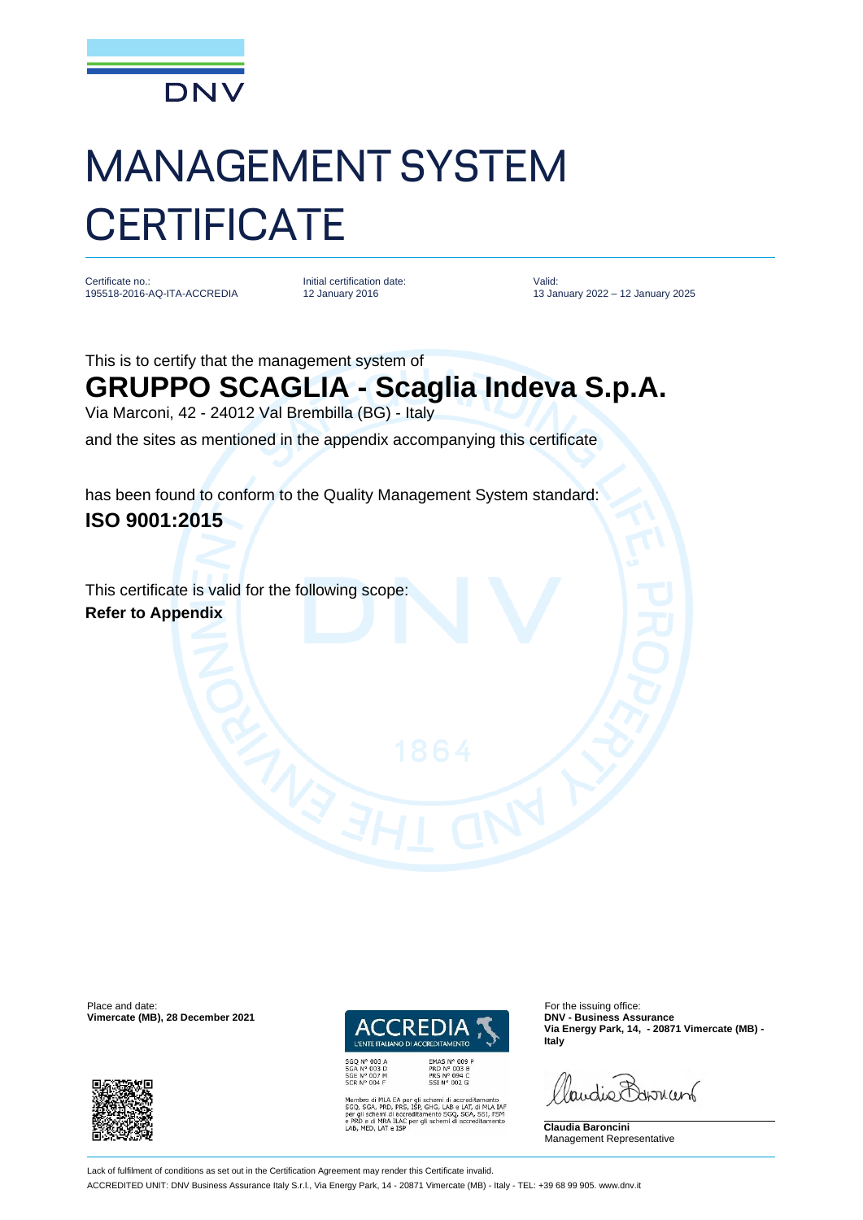DNV

# MANAGEMENT SYSTEM CERTIFICATE

Certificate no.:
195518-2016-AQ-ITA-ACCREDIA

Initial certification date:
12 January 2016

Valid:
13 January 2022 – 12 January 2025

This is to certify that the management system of

## GRUPPO SCAGLIA - Scaglia Indeva S.p.A.

Via Marconi, 42 - 24012 Val Brembilla (BG) - Italy

and the sites as mentioned in the appendix accompanying this certificate

has been found to conform to the Quality Management System standard:

**ISO 9001:2015**

This certificate is valid for the following scope:

**Refer to Appendix**

Place and date:
**Vimercate (MB), 28 December 2021**

ACCREDIA
L'ENTE ITALIANO DI ACCREDITAMENTO

SGQ N° 003 A
SGA N° 003 D
SGE N° 007 M
SCR N° 004 F

EMAS N° 009 P
PRD N° 003 B
PRS N° 094 C
SSI N° 002 G

Membro di MLA EA per gli schemi di accreditamento SGQ, SGA, PRD, PRS, ISP, GHG, LAB e LAT, di MLA IAF per gli schemi di accreditamento SGQ, SGA, SSI, FSM e PRD e di MRA ILAC per gli schemi di accreditamento LAB, MED, LAT e ISP

For the issuing office:
**DNV - Business Assurance**
**Via Energy Park, 14, - 20871 Vimercate (MB) - Italy**

**Claudia Baroncini**
Management Representative

Lack of fulfilment of conditions as set out in the Certification Agreement may render this Certificate invalid.

ACCREDITED UNIT: DNV Business Assurance Italy S.r.l., Via Energy Park, 14 - 20871 Vimercate (MB) - Italy - TEL: +39 68 99 905. www.dnv.it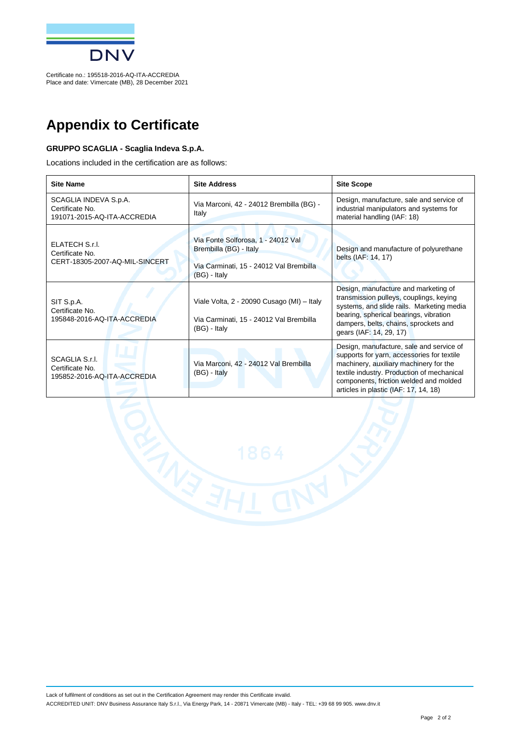Certificate no.: 195518-2016-AQ-ITA-ACCREDIA
Place and date: Vimercate (MB), 28 December 2021

# Appendix to Certificate

**GRUPPO SCAGLIA - Scaglia Indeva S.p.A.**

Locations included in the certification are as follows:

| Site Name | Site Address | Site Scope |
|---|---|---|
| SCAGLIA INDEVA S.p.A.<br>Certificate No.<br>191071-2015-AQ-ITA-ACCREDIA | Via Marconi, 42 - 24012 Brembilla (BG) - Italy | Design, manufacture, sale and service of industrial manipulators and systems for material handling (IAF: 18) |
| ELATECH S.r.l.<br>Certificate No.<br>CERT-18305-2007-AQ-MIL-SINCERT | Via Fonte Solforosa, 1 - 24012 Val Brembilla (BG) - Italy<br><br>Via Carminati, 15 - 24012 Val Brembilla (BG) - Italy | Design and manufacture of polyurethane belts (IAF: 14, 17) |
| SIT S.p.A.<br>Certificate No.<br>195848-2016-AQ-ITA-ACCREDIA | Viale Volta, 2 - 20090 Cusago (MI) – Italy<br><br>Via Carminati, 15 - 24012 Val Brembilla (BG) - Italy | Design, manufacture and marketing of transmission pulleys, couplings, keying systems, and slide rails. Marketing media bearing, spherical bearings, vibration dampers, belts, chains, sprockets and gears (IAF: 14, 29, 17) |
| SCAGLIA S.r.l.<br>Certificate No.<br>195852-2016-AQ-ITA-ACCREDIA | Via Marconi, 42 - 24012 Val Brembilla (BG) - Italy | Design, manufacture, sale and service of supports for yarn, accessories for textile machinery, auxiliary machinery for the textile industry. Production of mechanical components, friction welded and molded articles in plastic (IAF: 17, 14, 18) |

Lack of fulfilment of conditions as set out in the Certification Agreement may render this Certificate invalid.

ACCREDITED UNIT: DNV Business Assurance Italy S.r.l., Via Energy Park, 14 - 20871 Vimercate (MB) - Italy - TEL: +39 68 99 905. www.dnv.it